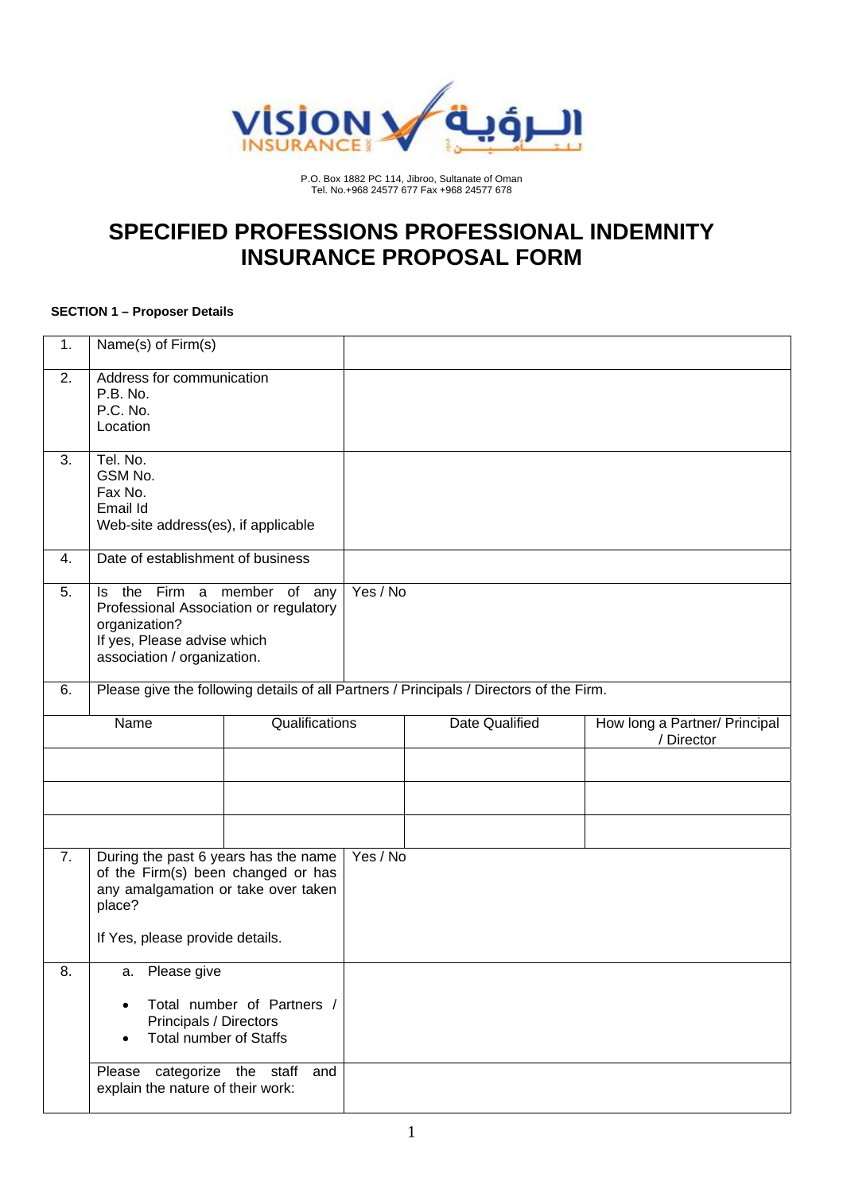VISION INSURANCE الرؤية للتأمين

P.O. Box 1882 PC 114, Jibroo, Sultanate of Oman
Tel. No.+968 24577 677 Fax +968 24577 678

# SPECIFIED PROFESSIONS PROFESSIONAL INDEMNITY INSURANCE PROPOSAL FORM

**SECTION 1 – Proposer Details**

| | | |
|---|---|---|
| 1. | Name(s) of Firm(s) | |
| 2. | Address for communication<br>P.B. No.<br>P.C. No.<br>Location | |
| 3. | Tel. No.<br>GSM No.<br>Fax No.<br>Email Id<br>Web-site address(es), if applicable | |
| 4. | Date of establishment of business | |
| 5. | Is the Firm a member of any Professional Association or regulatory organization?<br>If yes, Please advise which association / organization. | Yes / No |
| 6. | Please give the following details of all Partners / Principals / Directors of the Firm. | |

| Name | Qualifications | Date Qualified | How long a Partner/ Principal / Director |
|---|---|---|---|
| | | | |
| | | | |
| | | | |

| | | |
|---|---|---|
| 7. | During the past 6 years has the name of the Firm(s) been changed or has any amalgamation or take over taken place?<br><br>If Yes, please provide details. | Yes / No |
| 8. | a. Please give<br>• Total number of Partners / Principals / Directors<br>• Total number of Staffs | |
| | Please categorize the staff and explain the nature of their work: | |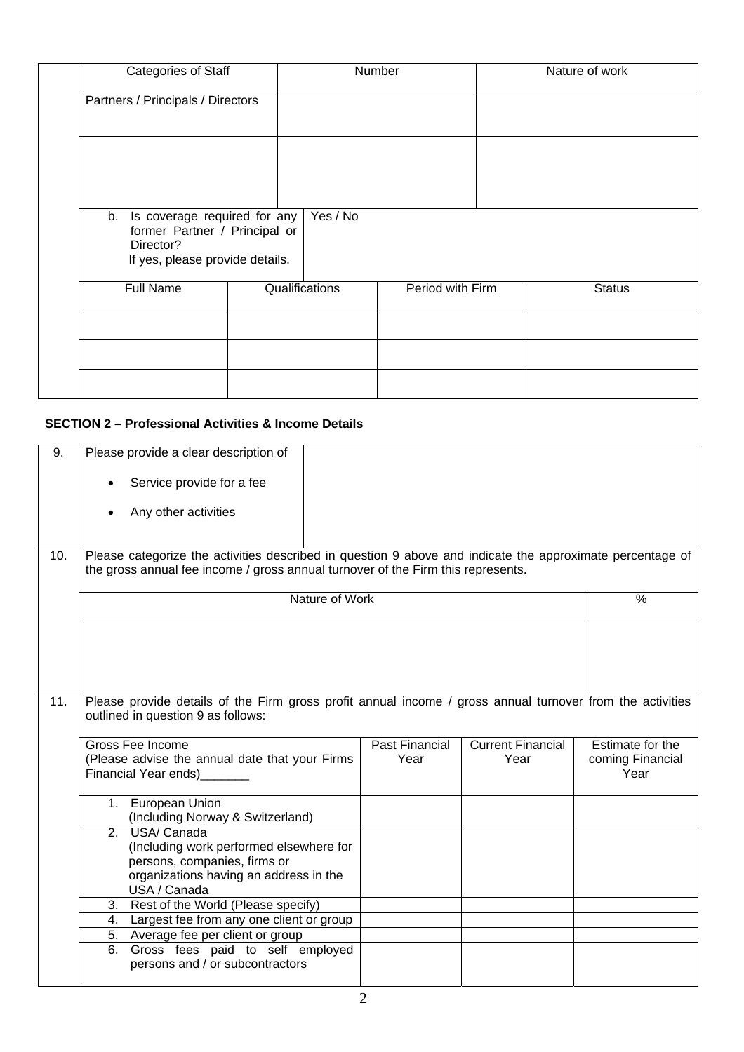| Categories of Staff | Number | Nature of work |
|---|---|---|
| Partners / Principals / Directors | | |
| | | |

| b. Is coverage required for any former Partner / Principal or Director? If yes, please provide details. | Yes / No | | |
|---|---|---|---|
| **Full Name** | **Qualifications** | **Period with Firm** | **Status** |
| | | | |
| | | | |
| | | | |

**SECTION 2 – Professional Activities & Income Details**

| | | |
|---|---|---|
| 9. | Please provide a clear description of<br>• Service provide for a fee<br>• Any other activities | |

10. Please categorize the activities described in question 9 above and indicate the approximate percentage of the gross annual fee income / gross annual turnover of the Firm this represents.

| Nature of Work | % |
|---|---|
| | |

11. Please provide details of the Firm gross profit annual income / gross annual turnover from the activities outlined in question 9 as follows:

| Gross Fee Income (Please advise the annual date that your Firms Financial Year ends)_______ | Past Financial Year | Current Financial Year | Estimate for the coming Financial Year |
|---|---|---|---|
| 1. European Union (Including Norway & Switzerland) | | | |
| 2. USA/ Canada (Including work performed elsewhere for persons, companies, firms or organizations having an address in the USA / Canada | | | |
| 3. Rest of the World (Please specify) | | | |
| 4. Largest fee from any one client or group | | | |
| 5. Average fee per client or group | | | |
| 6. Gross fees paid to self employed persons and / or subcontractors | | | |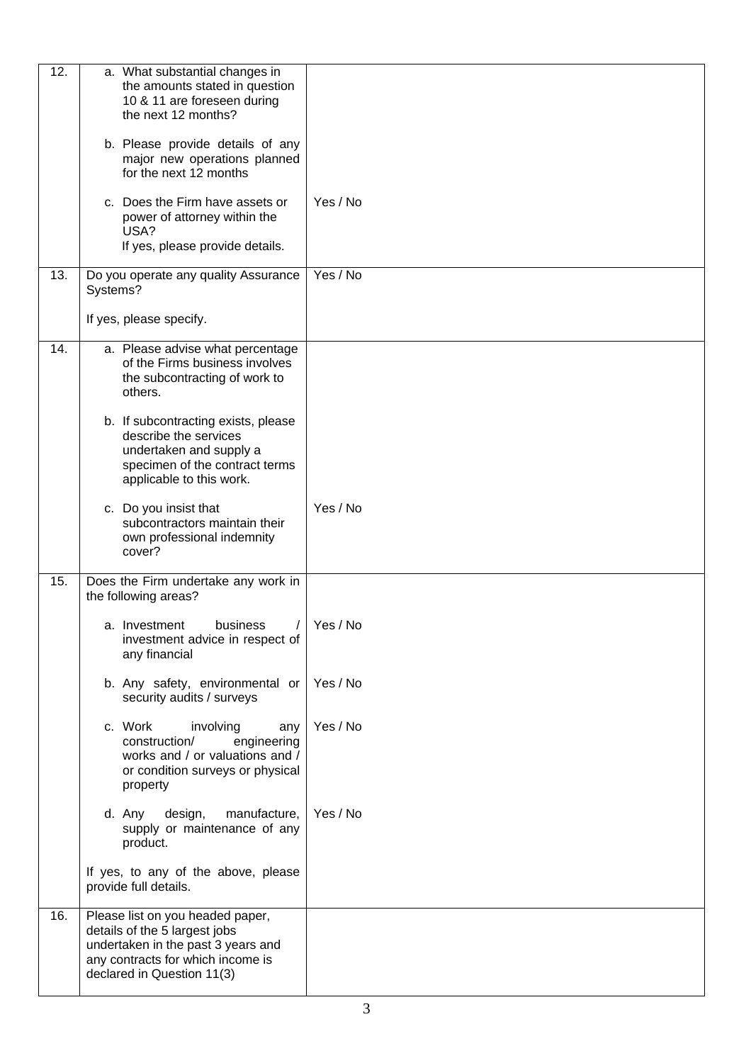| | | | |
|---|---|---|---|
| 12. | a. What substantial changes in the amounts stated in question 10 & 11 are foreseen during the next 12 months? | | |
| | b. Please provide details of any major new operations planned for the next 12 months | | |
| | c. Does the Firm have assets or power of attorney within the USA?<br>If yes, please provide details. | Yes / No | |
| 13. | Do you operate any quality Assurance Systems?<br><br>If yes, please specify. | Yes / No | |
| 14. | a. Please advise what percentage of the Firms business involves the subcontracting of work to others. | | |
| | b. If subcontracting exists, please describe the services undertaken and supply a specimen of the contract terms applicable to this work. | | |
| | c. Do you insist that subcontractors maintain their own professional indemnity cover? | Yes / No | |
| 15. | Does the Firm undertake any work in the following areas? | | |
| | a. Investment business / investment advice in respect of any financial | Yes / No | |
| | b. Any safety, environmental or security audits / surveys | Yes / No | |
| | c. Work involving any construction/ engineering works and / or valuations and / or condition surveys or physical property | Yes / No | |
| | d. Any design, manufacture, supply or maintenance of any product. | Yes / No | |
| | If yes, to any of the above, please provide full details. | | |
| 16. | Please list on you headed paper, details of the 5 largest jobs undertaken in the past 3 years and any contracts for which income is declared in Question 11(3) | | |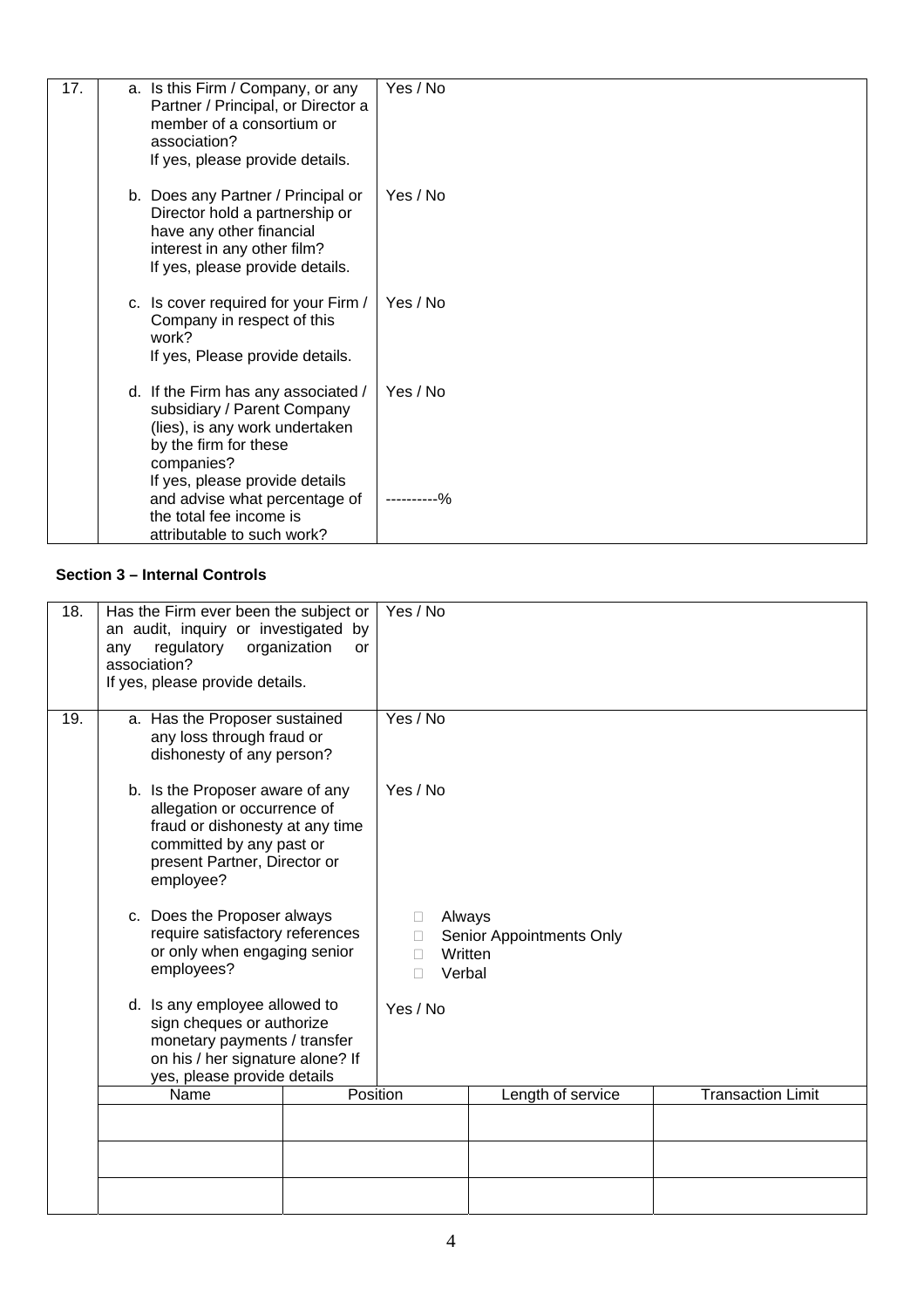| | | |
|---|---|---|
| 17. | a. Is this Firm / Company, or any Partner / Principal, or Director a member of a consortium or association?<br>If yes, please provide details. | Yes / No |
| | b. Does any Partner / Principal or Director hold a partnership or have any other financial interest in any other film?<br>If yes, please provide details. | Yes / No |
| | c. Is cover required for your Firm / Company in respect of this work?<br>If yes, Please provide details. | Yes / No |
| | d. If the Firm has any associated / subsidiary / Parent Company (lies), is any work undertaken by the firm for these companies?<br>If yes, please provide details and advise what percentage of the total fee income is attributable to such work? | Yes / No<br><br>----------% |

**Section 3 – Internal Controls**

| | | | | |
|---|---|---|---|---|
| 18. | Has the Firm ever been the subject or an audit, inquiry or investigated by any regulatory organization or association?<br>If yes, please provide details. | Yes / No | | |
| 19. | a. Has the Proposer sustained any loss through fraud or dishonesty of any person? | Yes / No | | |
| | b. Is the Proposer aware of any allegation or occurrence of fraud or dishonesty at any time committed by any past or present Partner, Director or employee? | Yes / No | | |
| | c. Does the Proposer always require satisfactory references or only when engaging senior employees? | ☐ Always<br>☐ Senior Appointments Only<br>☐ Written<br>☐ Verbal | | |
| | d. Is any employee allowed to sign cheques or authorize monetary payments / transfer on his / her signature alone? If yes, please provide details | Yes / No | | |
| | Name | Position | Length of service | Transaction Limit |
| | | | | |
| | | | | |
| | | | | |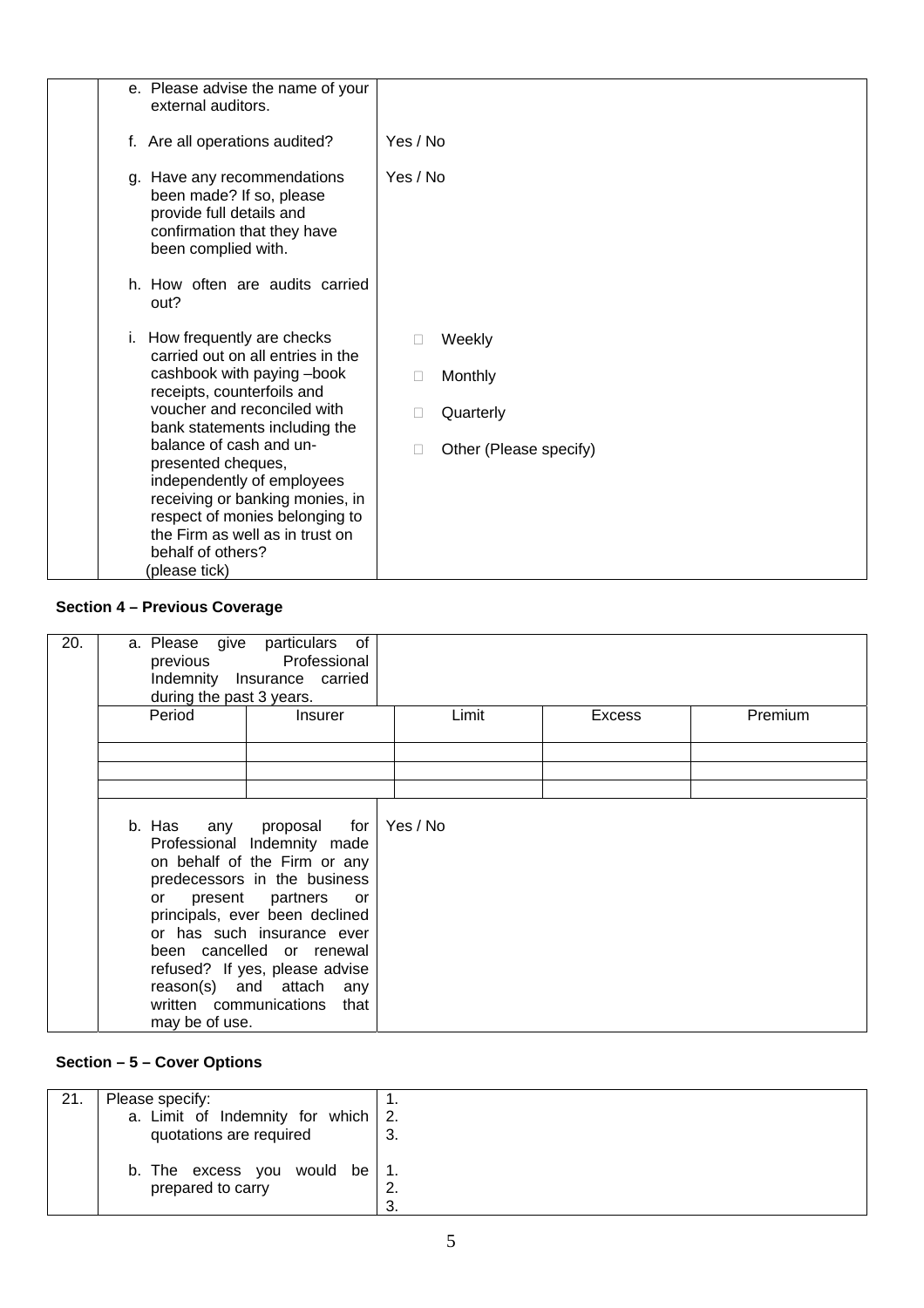| | | |
|---|---|---|
| | e. Please advise the name of your external auditors. | |
| | f. Are all operations audited? | Yes / No |
| | g. Have any recommendations been made? If so, please provide full details and confirmation that they have been complied with. | Yes / No |
| | h. How often are audits carried out? | |
| | i. How frequently are checks carried out on all entries in the cashbook with paying –book receipts, counterfoils and voucher and reconciled with bank statements including the balance of cash and un-presented cheques, independently of employees receiving or banking monies, in respect of monies belonging to the Firm as well as in trust on behalf of others? (please tick) | ☐ Weekly<br>☐ Monthly<br>☐ Quarterly<br>☐ Other (Please specify) |

**Section 4 – Previous Coverage**

| | | | | | |
|---|---|---|---|---|---|
| 20. | a. Please give particulars of previous Professional Indemnity Insurance carried during the past 3 years. | | | | |
| | Period | Insurer | Limit | Excess | Premium |
| | | | | | |
| | | | | | |
| | | | | | |
| | b. Has any proposal for Professional Indemnity made on behalf of the Firm or any predecessors in the business or present partners or principals, ever been declined or has such insurance ever been cancelled or renewal refused? If yes, please advise reason(s) and attach any written communications that may be of use. | | Yes / No | | |

**Section – 5 – Cover Options**

| | | |
|---|---|---|
| 21. | Please specify:<br>a. Limit of Indemnity for which quotations are required | 1.<br>2.<br>3. |
| | b. The excess you would be prepared to carry | 1.<br>2.<br>3. |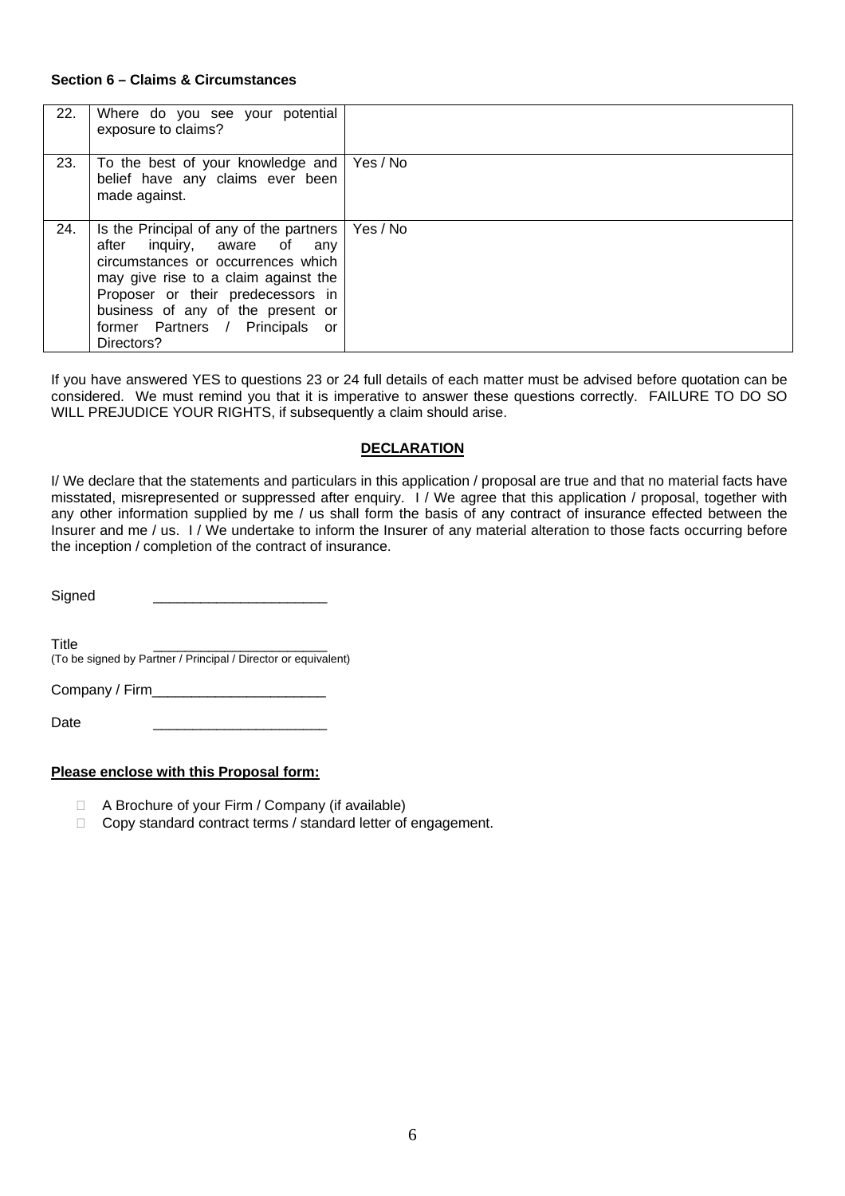**Section 6 – Claims & Circumstances**

| | | |
|---|---|---|
| 22. | Where do you see your potential exposure to claims? | |
| 23. | To the best of your knowledge and belief have any claims ever been made against. | Yes / No |
| 24. | Is the Principal of any of the partners after inquiry, aware of any circumstances or occurrences which may give rise to a claim against the Proposer or their predecessors in business of any of the present or former Partners / Principals or Directors? | Yes / No |

If you have answered YES to questions 23 or 24 full details of each matter must be advised before quotation can be considered. We must remind you that it is imperative to answer these questions correctly. FAILURE TO DO SO WILL PREJUDICE YOUR RIGHTS, if subsequently a claim should arise.

**DECLARATION**

I/ We declare that the statements and particulars in this application / proposal are true and that no material facts have misstated, misrepresented or suppressed after enquiry. I / We agree that this application / proposal, together with any other information supplied by me / us shall form the basis of any contract of insurance effected between the Insurer and me / us. I / We undertake to inform the Insurer of any material alteration to those facts occurring before the inception / completion of the contract of insurance.

Signed ______________________

Title ______________________
(To be signed by Partner / Principal / Director or equivalent)

Company / Firm______________________

Date ______________________

**Please enclose with this Proposal form:**

- A Brochure of your Firm / Company (if available)
- Copy standard contract terms / standard letter of engagement.